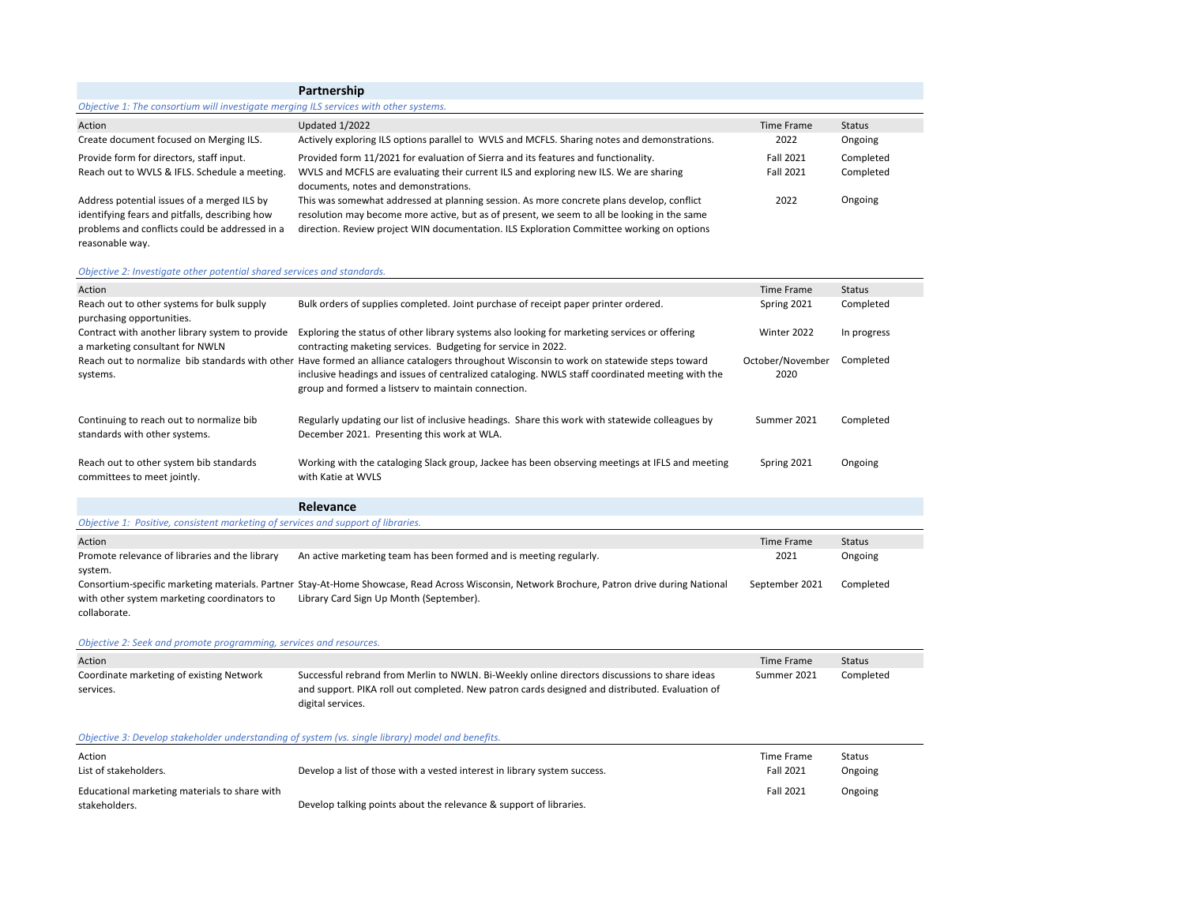## Partnership

*Objective 1: The consortium will investigate merging ILS services with other systems.*

| Action | Updated 1/2022 | Time Frame | Status |
|---|---|---|---|
| Create document focused on Merging ILS. | Actively exploring ILS options parallel to WVLS and MCFLS. Sharing notes and demonstrations. | 2022 | Ongoing |
| Provide form for directors, staff input. | Provided form 11/2021 for evaluation of Sierra and its features and functionality. | Fall 2021 | Completed |
| Reach out to WVLS & IFLS. Schedule a meeting. | WVLS and MCFLS are evaluating their current ILS and exploring new ILS. We are sharing documents, notes and demonstrations. | Fall 2021 | Completed |
| Address potential issues of a merged ILS by identifying fears and pitfalls, describing how problems and conflicts could be addressed in a reasonable way. | This was somewhat addressed at planning session. As more concrete plans develop, conflict resolution may become more active, but as of present, we seem to all be looking in the same direction. Review project WIN documentation. ILS Exploration Committee working on options | 2022 | Ongoing |

*Objective 2: Investigate other potential shared services and standards.*

| Action | | Time Frame | Status |
|---|---|---|---|
| Reach out to other systems for bulk supply purchasing opportunities. | Bulk orders of supplies completed. Joint purchase of receipt paper printer ordered. | Spring 2021 | Completed |
| Contract with another library system to provide a marketing consultant for NWLN | Exploring the status of other library systems also looking for marketing services or offering contracting maketing services. Budgeting for service in 2022. | Winter 2022 | In progress |
| Reach out to normalize bib standards with other systems. | Have formed an alliance catalogers throughout Wisconsin to work on statewide steps toward inclusive headings and issues of centralized cataloging. NWLS staff coordinated meeting with the group and formed a listserv to maintain connection. | October/November 2020 | Completed |
| Continuing to reach out to normalize bib standards with other systems. | Regularly updating our list of inclusive headings. Share this work with statewide colleagues by December 2021. Presenting this work at WLA. | Summer 2021 | Completed |
| Reach out to other system bib standards committees to meet jointly. | Working with the cataloging Slack group, Jackee has been observing meetings at IFLS and meeting with Katie at WVLS | Spring 2021 | Ongoing |

## Relevance

*Objective 1: Positive, consistent marketing of services and support of libraries.*

| Action | | Time Frame | Status |
|---|---|---|---|
| Promote relevance of libraries and the library system. | An active marketing team has been formed and is meeting regularly. | 2021 | Ongoing |
| Consortium-specific marketing materials. Partner with other system marketing coordinators to collaborate. | Stay-At-Home Showcase, Read Across Wisconsin, Network Brochure, Patron drive during National Library Card Sign Up Month (September). | September 2021 | Completed |

*Objective 2: Seek and promote programming, services and resources.*

| Action | | Time Frame | Status |
|---|---|---|---|
| Coordinate marketing of existing Network services. | Successful rebrand from Merlin to NWLN. Bi-Weekly online directors discussions to share ideas and support. PIKA roll out completed. New patron cards designed and distributed. Evaluation of digital services. | Summer 2021 | Completed |

*Objective 3: Develop stakeholder understanding of system (vs. single library) model and benefits.*

| Action | | Time Frame | Status |
|---|---|---|---|
| List of stakeholders. | Develop a list of those with a vested interest in library system success. | Fall 2021 | Ongoing |
| Educational marketing materials to share with stakeholders. | Develop talking points about the relevance & support of libraries. | Fall 2021 | Ongoing |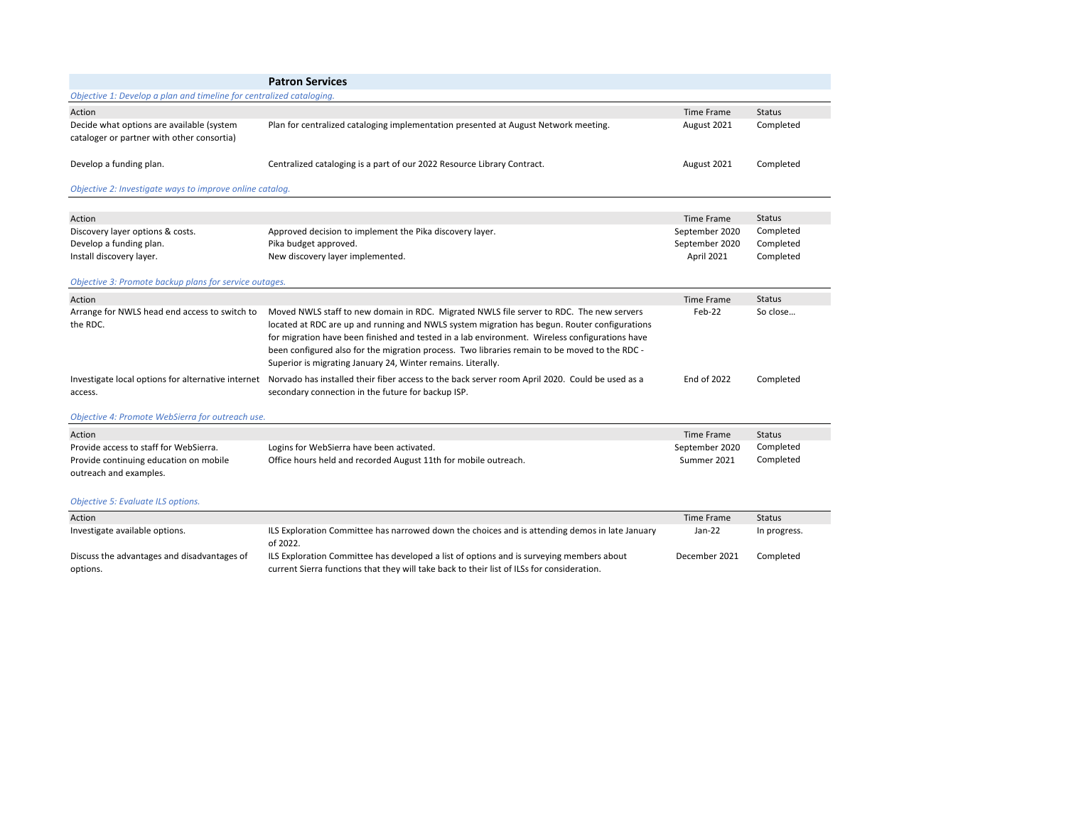## Patron Services

*Objective 1: Develop a plan and timeline for centralized cataloging.*

| Action | | Time Frame | Status |
|---|---|---|---|
| Decide what options are available (system cataloger or partner with other consortia) | Plan for centralized cataloging implementation presented at August Network meeting. | August 2021 | Completed |
| Develop a funding plan. | Centralized cataloging is a part of our 2022 Resource Library Contract. | August 2021 | Completed |

*Objective 2: Investigate ways to improve online catalog.*

| Action | | Time Frame | Status |
|---|---|---|---|
| Discovery layer options & costs. | Approved decision to implement the Pika discovery layer. | September 2020 | Completed |
| Develop a funding plan. | Pika budget approved. | September 2020 | Completed |
| Install discovery layer. | New discovery layer implemented. | April 2021 | Completed |

*Objective 3: Promote backup plans for service outages.*

| Action | | Time Frame | Status |
|---|---|---|---|
| Arrange for NWLS head end access to switch to the RDC. | Moved NWLS staff to new domain in RDC. Migrated NWLS file server to RDC. The new servers located at RDC are up and running and NWLS system migration has begun. Router configurations for migration have been finished and tested in a lab environment. Wireless configurations have been configured also for the migration process. Two libraries remain to be moved to the RDC - Superior is migrating January 24, Winter remains. Literally. | Feb-22 | So close… |
| Investigate local options for alternative internet access. | Norvado has installed their fiber access to the back server room April 2020. Could be used as a secondary connection in the future for backup ISP. | End of 2022 | Completed |

*Objective 4: Promote WebSierra for outreach use.*

| Action | | Time Frame | Status |
|---|---|---|---|
| Provide access to staff for WebSierra. | Logins for WebSierra have been activated. | September 2020 | Completed |
| Provide continuing education on mobile outreach and examples. | Office hours held and recorded August 11th for mobile outreach. | Summer 2021 | Completed |

*Objective 5: Evaluate ILS options.*

| Action | | Time Frame | Status |
|---|---|---|---|
| Investigate available options. | ILS Exploration Committee has narrowed down the choices and is attending demos in late January of 2022. | Jan-22 | In progress. |
| Discuss the advantages and disadvantages of options. | ILS Exploration Committee has developed a list of options and is surveying members about current Sierra functions that they will take back to their list of ILSs for consideration. | December 2021 | Completed |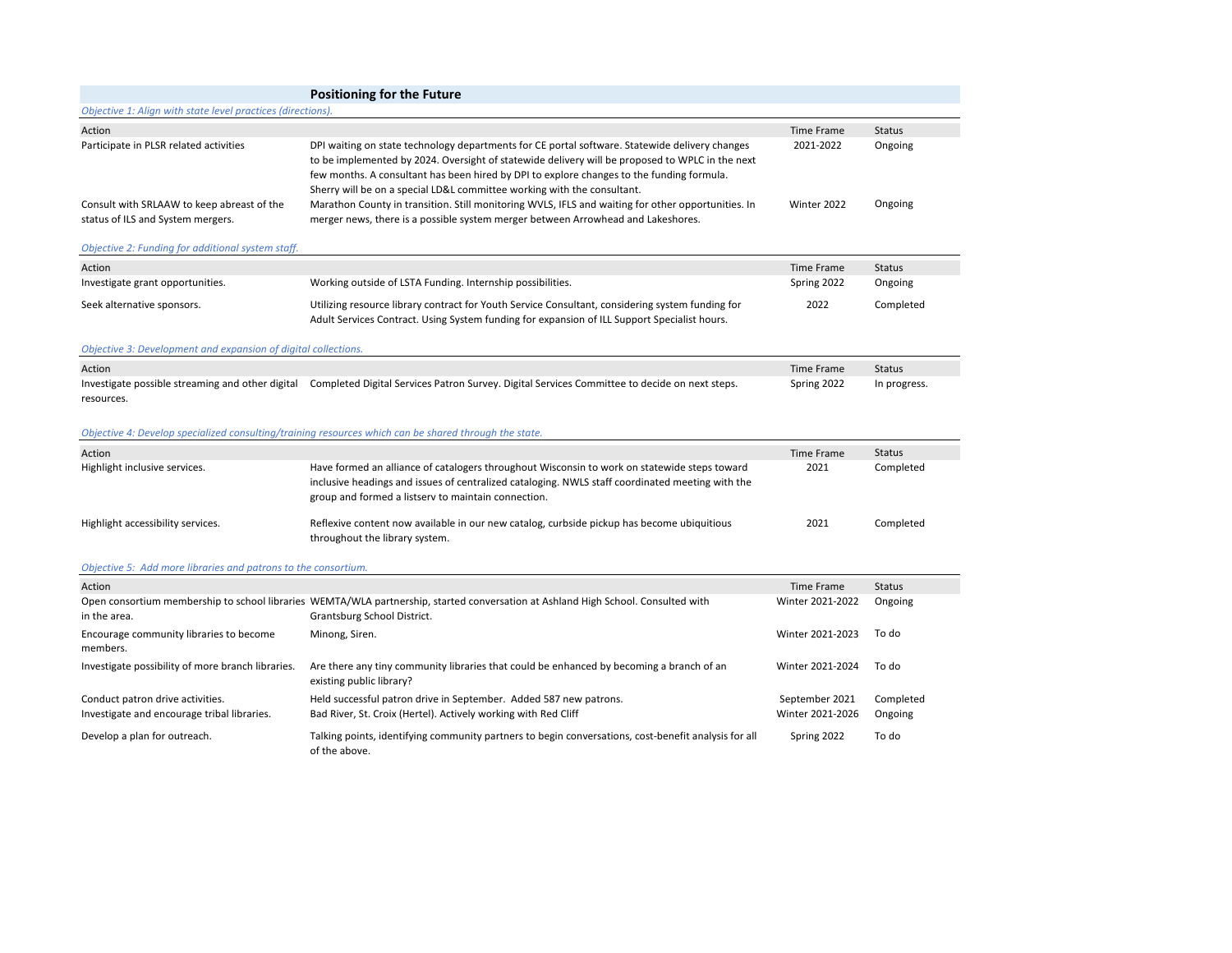## Positioning for the Future

*Objective 1: Align with state level practices (directions).*

| Action | | Time Frame | Status |
|---|---|---|---|
| Participate in PLSR related activities | DPI waiting on state technology departments for CE portal software. Statewide delivery changes to be implemented by 2024. Oversight of statewide delivery will be proposed to WPLC in the next few months. A consultant has been hired by DPI to explore changes to the funding formula. Sherry will be on a special LD&L committee working with the consultant. | 2021-2022 | Ongoing |
| Consult with SRLAAW to keep abreast of the status of ILS and System mergers. | Marathon County in transition. Still monitoring WVLS, IFLS and waiting for other opportunities. In merger news, there is a possible system merger between Arrowhead and Lakeshores. | Winter 2022 | Ongoing |

*Objective 2: Funding for additional system staff.*

| Action | | Time Frame | Status |
|---|---|---|---|
| Investigate grant opportunities. | Working outside of LSTA Funding. Internship possibilities. | Spring 2022 | Ongoing |
| Seek alternative sponsors. | Utilizing resource library contract for Youth Service Consultant, considering system funding for Adult Services Contract. Using System funding for expansion of ILL Support Specialist hours. | 2022 | Completed |

*Objective 3: Development and expansion of digital collections.*

| Action | | Time Frame | Status |
|---|---|---|---|
| Investigate possible streaming and other digital resources. | Completed Digital Services Patron Survey. Digital Services Committee to decide on next steps. | Spring 2022 | In progress. |

*Objective 4: Develop specialized consulting/training resources which can be shared through the state.*

| Action | | Time Frame | Status |
|---|---|---|---|
| Highlight inclusive services. | Have formed an alliance of catalogers throughout Wisconsin to work on statewide steps toward inclusive headings and issues of centralized cataloging. NWLS staff coordinated meeting with the group and formed a listserv to maintain connection. | 2021 | Completed |
| Highlight accessibility services. | Reflexive content now available in our new catalog, curbside pickup has become ubiquitious throughout the library system. | 2021 | Completed |

*Objective 5: Add more libraries and patrons to the consortium.*

| Action | | Time Frame | Status |
|---|---|---|---|
| Open consortium membership to school libraries in the area. | WEMTA/WLA partnership, started conversation at Ashland High School. Consulted with Grantsburg School District. | Winter 2021-2022 | Ongoing |
| Encourage community libraries to become members. | Minong, Siren. | Winter 2021-2023 | To do |
| Investigate possibility of more branch libraries. | Are there any tiny community libraries that could be enhanced by becoming a branch of an existing public library? | Winter 2021-2024 | To do |
| Conduct patron drive activities. | Held successful patron drive in September. Added 587 new patrons. | September 2021 | Completed |
| Investigate and encourage tribal libraries. | Bad River, St. Croix (Hertel). Actively working with Red Cliff | Winter 2021-2026 | Ongoing |
| Develop a plan for outreach. | Talking points, identifying community partners to begin conversations, cost-benefit analysis for all of the above. | Spring 2022 | To do |